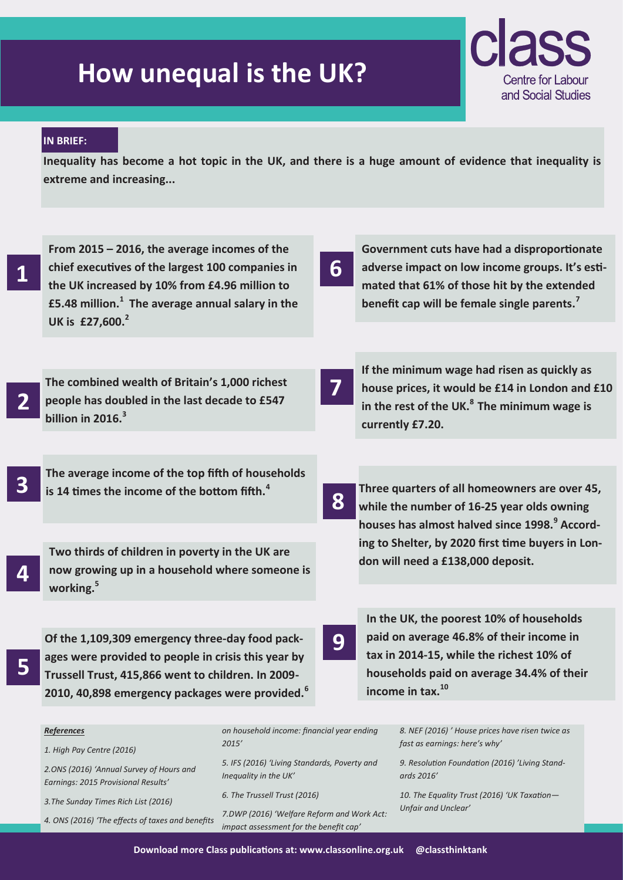# How unequal is the UK?

class
Centre for Labour and Social Studies

**IN BRIEF:**

**Inequality has become a hot topic in the UK, and there is a huge amount of evidence that inequality is extreme and increasing...**

**1** **From 2015 – 2016, the average incomes of the chief executives of the largest 100 companies in the UK increased by 10% from £4.96 million to £5.48 million.[1] The average annual salary in the UK is £27,600.[2]**

**2** **The combined wealth of Britain's 1,000 richest people has doubled in the last decade to £547 billion in 2016.[3]**

**3** **The average income of the top fifth of households is 14 times the income of the bottom fifth.[4]**

**4** **Two thirds of children in poverty in the UK are now growing up in a household where someone is working.[5]**

**5** **Of the 1,109,309 emergency three-day food packages were provided to people in crisis this year by Trussell Trust, 415,866 went to children. In 2009-2010, 40,898 emergency packages were provided.[6]**

**6** **Government cuts have had a disproportionate adverse impact on low income groups. It's estimated that 61% of those hit by the extended benefit cap will be female single parents.[7]**

**7** **If the minimum wage had risen as quickly as house prices, it would be £14 in London and £10 in the rest of the UK.[8] The minimum wage is currently £7.20.**

**8** **Three quarters of all homeowners are over 45, while the number of 16-25 year olds owning houses has almost halved since 1998.[9] According to Shelter, by 2020 first time buyers in London will need a £138,000 deposit.**

**9** **In the UK, the poorest 10% of households paid on average 46.8% of their income in tax in 2014-15, while the richest 10% of households paid on average 34.4% of their income in tax.[10]**

***References***

*1. High Pay Centre (2016)*

*2.ONS (2016) 'Annual Survey of Hours and Earnings: 2015 Provisional Results'*

*3.The Sunday Times Rich List (2016)*

*4. ONS (2016) 'The effects of taxes and benefits on household income: financial year ending 2015'*

*5. IFS (2016) 'Living Standards, Poverty and Inequality in the UK'*

*6. The Trussell Trust (2016)*

*7.DWP (2016) 'Welfare Reform and Work Act: impact assessment for the benefit cap'*

*8. NEF (2016) ' House prices have risen twice as fast as earnings: here's why'*

*9. Resolution Foundation (2016) 'Living Standards 2016'*

*10. The Equality Trust (2016) 'UK Taxation—Unfair and Unclear'*

**Download more Class publications at: www.classonline.org.uk @classthinktank**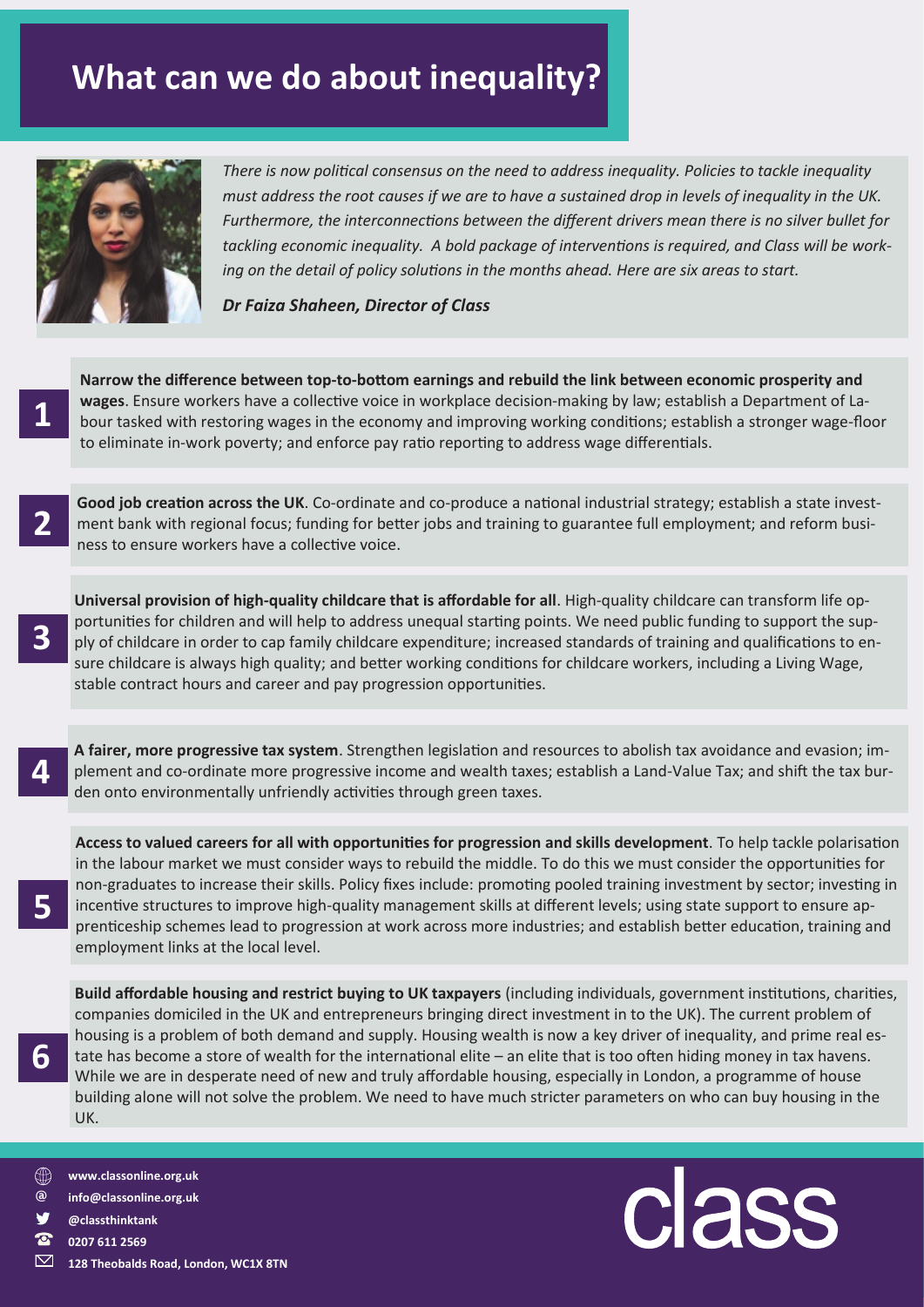# What can we do about inequality?

*There is now political consensus on the need to address inequality. Policies to tackle inequality must address the root causes if we are to have a sustained drop in levels of inequality in the UK. Furthermore, the interconnections between the different drivers mean there is no silver bullet for tackling economic inequality. A bold package of interventions is required, and Class will be working on the detail of policy solutions in the months ahead. Here are six areas to start.*

***Dr Faiza Shaheen, Director of Class***

**1**

**Narrow the difference between top-to-bottom earnings and rebuild the link between economic prosperity and wages**. Ensure workers have a collective voice in workplace decision-making by law; establish a Department of Labour tasked with restoring wages in the economy and improving working conditions; establish a stronger wage-floor to eliminate in-work poverty; and enforce pay ratio reporting to address wage differentials.

**2**

**Good job creation across the UK**. Co-ordinate and co-produce a national industrial strategy; establish a state investment bank with regional focus; funding for better jobs and training to guarantee full employment; and reform business to ensure workers have a collective voice.

**3**

**Universal provision of high-quality childcare that is affordable for all**. High-quality childcare can transform life opportunities for children and will help to address unequal starting points. We need public funding to support the supply of childcare in order to cap family childcare expenditure; increased standards of training and qualifications to ensure childcare is always high quality; and better working conditions for childcare workers, including a Living Wage, stable contract hours and career and pay progression opportunities.

**4**

**A fairer, more progressive tax system**. Strengthen legislation and resources to abolish tax avoidance and evasion; implement and co-ordinate more progressive income and wealth taxes; establish a Land-Value Tax; and shift the tax burden onto environmentally unfriendly activities through green taxes.

**5**

**Access to valued careers for all with opportunities for progression and skills development**. To help tackle polarisation in the labour market we must consider ways to rebuild the middle. To do this we must consider the opportunities for non-graduates to increase their skills. Policy fixes include: promoting pooled training investment by sector; investing in incentive structures to improve high-quality management skills at different levels; using state support to ensure apprenticeship schemes lead to progression at work across more industries; and establish better education, training and employment links at the local level.

**6**

**Build affordable housing and restrict buying to UK taxpayers** (including individuals, government institutions, charities, companies domiciled in the UK and entrepreneurs bringing direct investment in to the UK). The current problem of housing is a problem of both demand and supply. Housing wealth is now a key driver of inequality, and prime real estate has become a store of wealth for the international elite – an elite that is too often hiding money in tax havens. While we are in desperate need of new and truly affordable housing, especially in London, a programme of house building alone will not solve the problem. We need to have much stricter parameters on who can buy housing in the UK.

**www.classonline.org.uk**
**info@classonline.org.uk**
**@classthinktank**
**0207 611 2569**
**128 Theobalds Road, London, WC1X 8TN**

class